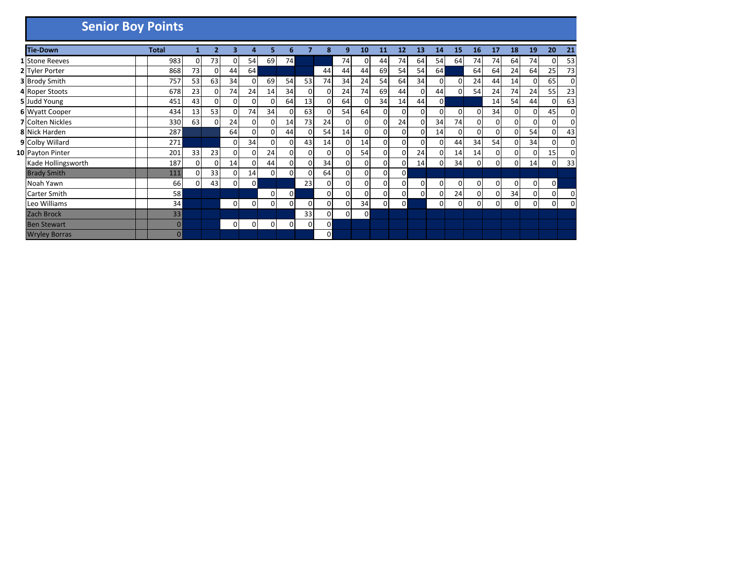# Senior Boy Points

| | Tie-Down | | Total | 1 | 2 | 3 | 4 | 5 | 6 | 7 | 8 | 9 | 10 | 11 | 12 | 13 | 14 | 15 | 16 | 17 | 18 | 19 | 20 | 21 |
|---|---|---|---|---|---|---|---|---|---|---|---|---|---|---|---|---|---|---|---|---|---|---|---|---|
| 1 | Stone Reeves | | 983 | 0 | 73 | 0 | 54 | 69 | 74 | | | 74 | 0 | 44 | 74 | 64 | 54 | 64 | 74 | 74 | 64 | 74 | 0 | 53 |
| 2 | Tyler Porter | | 868 | 73 | 0 | 44 | 64 | | | | 44 | 44 | 44 | 69 | 54 | 54 | 64 | | 64 | 64 | 24 | 64 | 25 | 73 |
| 3 | Brody Smith | | 757 | 53 | 63 | 34 | 0 | 69 | 54 | 53 | 74 | 34 | 24 | 54 | 64 | 34 | 0 | 0 | 24 | 44 | 14 | 0 | 65 | 0 |
| 4 | Roper Stoots | | 678 | 23 | 0 | 74 | 24 | 14 | 34 | 0 | 0 | 24 | 74 | 69 | 44 | 0 | 44 | 0 | 54 | 24 | 74 | 24 | 55 | 23 |
| 5 | Judd Young | | 451 | 43 | 0 | 0 | 0 | 0 | 64 | 13 | 0 | 64 | 0 | 34 | 14 | 44 | 0 | | | 14 | 54 | 44 | 0 | 63 |
| 6 | Wyatt Cooper | | 434 | 13 | 53 | 0 | 74 | 34 | 0 | 63 | 0 | 54 | 64 | 0 | 0 | 0 | 0 | 0 | 0 | 34 | 0 | 0 | 45 | 0 |
| 7 | Colten Nickles | | 330 | 63 | 0 | 24 | 0 | 0 | 14 | 73 | 24 | 0 | 0 | 0 | 24 | 0 | 34 | 74 | 0 | 0 | 0 | 0 | 0 | 0 |
| 8 | Nick Harden | | 287 | | | 64 | 0 | 0 | 44 | 0 | 54 | 14 | 0 | 0 | 0 | 0 | 14 | 0 | 0 | 0 | 0 | 54 | 0 | 43 |
| 9 | Colby Willard | | 271 | | | 0 | 34 | 0 | 0 | 43 | 14 | 0 | 14 | 0 | 0 | 0 | 0 | 44 | 34 | 54 | 0 | 34 | 0 | 0 |
| 10 | Payton Pinter | | 201 | 33 | 23 | 0 | 0 | 24 | 0 | 0 | 0 | 0 | 54 | 0 | 0 | 24 | 0 | 14 | 14 | 0 | 0 | 0 | 15 | 0 |
| | Kade Hollingsworth | | 187 | 0 | 0 | 14 | 0 | 44 | 0 | 0 | 34 | 0 | 0 | 0 | 0 | 14 | 0 | 34 | 0 | 0 | 0 | 14 | 0 | 33 |
| | Brady Smith | | 111 | 0 | 33 | 0 | 14 | 0 | 0 | 0 | 64 | 0 | 0 | 0 | 0 | | | | | | | | | |
| | Noah Yawn | | 66 | 0 | 43 | 0 | 0 | | | 23 | 0 | 0 | 0 | 0 | 0 | 0 | 0 | 0 | 0 | 0 | 0 | 0 | 0 | |
| | Carter Smith | | 58 | | | | | 0 | 0 | | 0 | 0 | 0 | 0 | 0 | 0 | 0 | 24 | 0 | 0 | 34 | 0 | 0 | 0 |
| | Leo Williams | | 34 | | | 0 | 0 | 0 | 0 | 0 | 0 | 0 | 34 | 0 | 0 | | 0 | 0 | 0 | 0 | 0 | 0 | 0 | 0 |
| | Zach Brock | | 33 | | | | | | | 33 | 0 | 0 | 0 | | | | | | | | | | | |
| | Ben Stewart | | 0 | | | 0 | 0 | 0 | 0 | 0 | 0 | | | | | | | | | | | | | |
| | Wryley Borras | | 0 | | | | | | | | 0 | | | | | | | | | | | | | |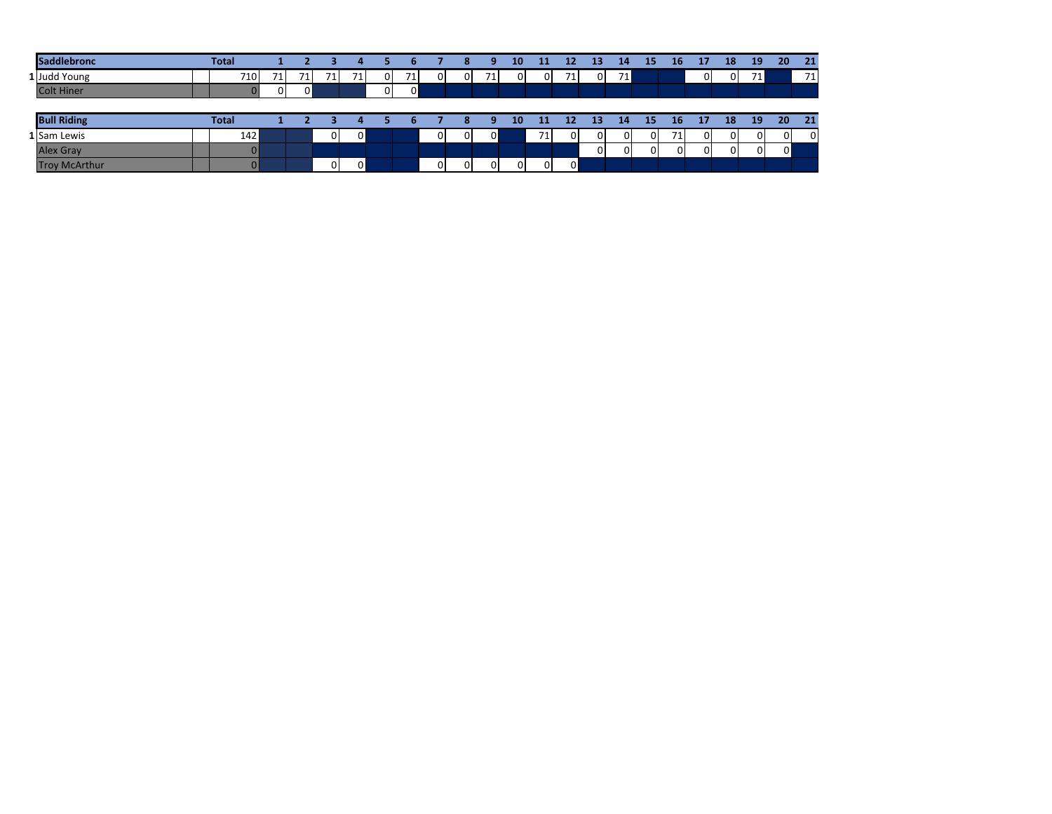| | Saddlebronc | | Total | 1 | 2 | 3 | 4 | 5 | 6 | 7 | 8 | 9 | 10 | 11 | 12 | 13 | 14 | 15 | 16 | 17 | 18 | 19 | 20 | 21 |
|---|---|---|---|---|---|---|---|---|---|---|---|---|---|---|---|---|---|---|---|---|---|---|---|---|
| 1 | Judd Young | | 710 | 71 | 71 | 71 | 71 | 0 | 71 | 0 | 0 | 71 | 0 | 0 | 71 | 0 | 71 | | | 0 | 0 | 71 | | 71 |
| | Colt Hiner | | 0 | 0 | 0 | | | 0 | 0 | | | | | | | | | | | | | | | |

| | Bull Riding | | Total | 1 | 2 | 3 | 4 | 5 | 6 | 7 | 8 | 9 | 10 | 11 | 12 | 13 | 14 | 15 | 16 | 17 | 18 | 19 | 20 | 21 |
|---|---|---|---|---|---|---|---|---|---|---|---|---|---|---|---|---|---|---|---|---|---|---|---|---|
| 1 | Sam Lewis | | 142 | | | 0 | 0 | | | 0 | 0 | 0 | | 71 | 0 | 0 | 0 | 0 | 71 | 0 | 0 | 0 | 0 | 0 |
| | Alex Gray | | 0 | | | | | | | | | | | | | 0 | 0 | 0 | 0 | 0 | 0 | 0 | 0 | |
| | Troy McArthur | | 0 | | | 0 | 0 | | | 0 | 0 | 0 | 0 | 0 | 0 | | | | | | | | | |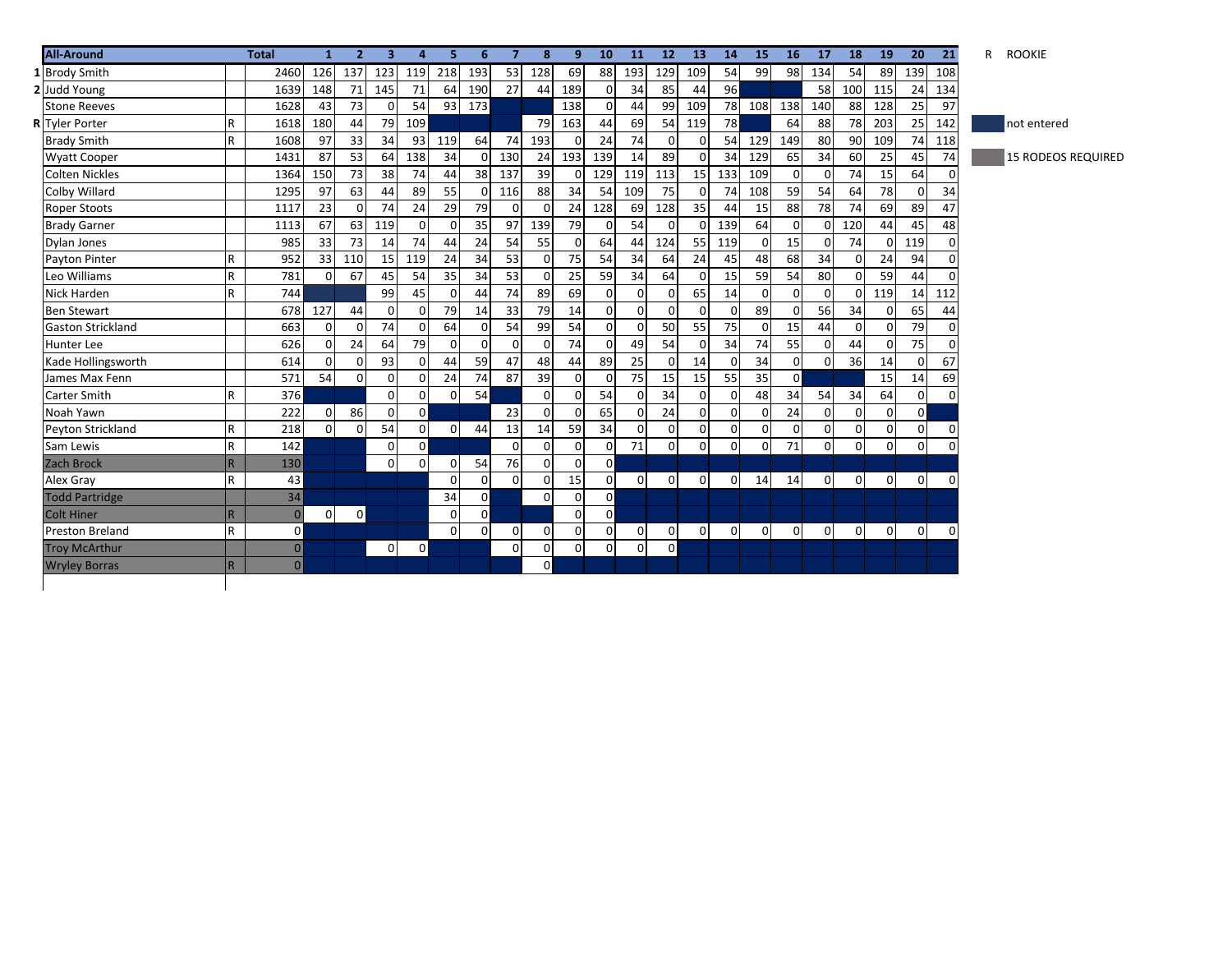| | All-Around | | Total | 1 | 2 | 3 | 4 | 5 | 6 | 7 | 8 | 9 | 10 | 11 | 12 | 13 | 14 | 15 | 16 | 17 | 18 | 19 | 20 | 21 |
|---|---|---|---|---|---|---|---|---|---|---|---|---|---|---|---|---|---|---|---|---|---|---|---|---|
| 1 | Brody Smith | | 2460 | 126 | 137 | 123 | 119 | 218 | 193 | 53 | 128 | 69 | 88 | 193 | 129 | 109 | 54 | 99 | 98 | 134 | 54 | 89 | 139 | 108 |
| 2 | Judd Young | | 1639 | 148 | 71 | 145 | 71 | 64 | 190 | 27 | 44 | 189 | 0 | 34 | 85 | 44 | 96 | | | 58 | 100 | 115 | 24 | 134 |
| | Stone Reeves | | 1628 | 43 | 73 | 0 | 54 | 93 | 173 | | | 138 | 0 | 44 | 99 | 109 | 78 | 108 | 138 | 140 | 88 | 128 | 25 | 97 |
| R | Tyler Porter | R | 1618 | 180 | 44 | 79 | 109 | | | | 79 | 163 | 44 | 69 | 54 | 119 | 78 | | 64 | 88 | 78 | 203 | 25 | 142 |
| | Brady Smith | R | 1608 | 97 | 33 | 34 | 93 | 119 | 64 | 74 | 193 | 0 | 24 | 74 | 0 | 0 | 54 | 129 | 149 | 80 | 90 | 109 | 74 | 118 |
| | Wyatt Cooper | | 1431 | 87 | 53 | 64 | 138 | 34 | 0 | 130 | 24 | 193 | 139 | 14 | 89 | 0 | 34 | 129 | 65 | 34 | 60 | 25 | 45 | 74 |
| | Colten Nickles | | 1364 | 150 | 73 | 38 | 74 | 44 | 38 | 137 | 39 | 0 | 129 | 119 | 113 | 15 | 133 | 109 | 0 | 0 | 74 | 15 | 64 | 0 |
| | Colby Willard | | 1295 | 97 | 63 | 44 | 89 | 55 | 0 | 116 | 88 | 34 | 54 | 109 | 75 | 0 | 74 | 108 | 59 | 54 | 64 | 78 | 0 | 34 |
| | Roper Stoots | | 1117 | 23 | 0 | 74 | 24 | 29 | 79 | 0 | 0 | 24 | 128 | 69 | 128 | 35 | 44 | 15 | 88 | 78 | 74 | 69 | 89 | 47 |
| | Brady Garner | | 1113 | 67 | 63 | 119 | 0 | 0 | 35 | 97 | 139 | 79 | 0 | 54 | 0 | 0 | 139 | 64 | 0 | 0 | 120 | 44 | 45 | 48 |
| | Dylan Jones | | 985 | 33 | 73 | 14 | 74 | 44 | 24 | 54 | 55 | 0 | 64 | 44 | 124 | 55 | 119 | 0 | 15 | 0 | 74 | 0 | 119 | 0 |
| | Payton Pinter | R | 952 | 33 | 110 | 15 | 119 | 24 | 34 | 53 | 0 | 75 | 54 | 34 | 64 | 24 | 45 | 48 | 68 | 34 | 0 | 24 | 94 | 0 |
| | Leo Williams | R | 781 | 0 | 67 | 45 | 54 | 35 | 34 | 53 | 0 | 25 | 59 | 34 | 64 | 0 | 15 | 59 | 54 | 80 | 0 | 59 | 44 | 0 |
| | Nick Harden | R | 744 | | | 99 | 45 | 0 | 44 | 74 | 89 | 69 | 0 | 0 | 0 | 65 | 14 | 0 | 0 | 0 | 0 | 119 | 14 | 112 |
| | Ben Stewart | | 678 | 127 | 44 | 0 | 0 | 79 | 14 | 33 | 79 | 14 | 0 | 0 | 0 | 0 | 0 | 89 | 0 | 56 | 34 | 0 | 65 | 44 |
| | Gaston Strickland | | 663 | 0 | 0 | 74 | 0 | 64 | 0 | 54 | 99 | 54 | 0 | 0 | 50 | 55 | 75 | 0 | 15 | 44 | 0 | 0 | 79 | 0 |
| | Hunter Lee | | 626 | 0 | 24 | 64 | 79 | 0 | 0 | 0 | 0 | 74 | 0 | 49 | 54 | 0 | 34 | 74 | 55 | 0 | 44 | 0 | 75 | 0 |
| | Kade Hollingsworth | | 614 | 0 | 0 | 93 | 0 | 44 | 59 | 47 | 48 | 44 | 89 | 25 | 0 | 14 | 0 | 34 | 0 | 0 | 36 | 14 | 0 | 67 |
| | James Max Fenn | | 571 | 54 | 0 | 0 | 0 | 24 | 74 | 87 | 39 | 0 | 0 | 75 | 15 | 15 | 55 | 35 | 0 | | | 15 | 14 | 69 |
| | Carter Smith | R | 376 | | | 0 | 0 | 0 | 54 | | 0 | 0 | 54 | 0 | 34 | 0 | 0 | 48 | 34 | 54 | 34 | 64 | 0 | 0 |
| | Noah Yawn | | 222 | 0 | 86 | 0 | 0 | | | 23 | 0 | 0 | 65 | 0 | 24 | 0 | 0 | 0 | 24 | 0 | 0 | 0 | 0 | |
| | Peyton Strickland | R | 218 | 0 | 0 | 54 | 0 | 0 | 44 | 13 | 14 | 59 | 34 | 0 | 0 | 0 | 0 | 0 | 0 | 0 | 0 | 0 | 0 | 0 |
| | Sam Lewis | R | 142 | | | 0 | 0 | | | 0 | 0 | 0 | 0 | 71 | 0 | 0 | 0 | 0 | 71 | 0 | 0 | 0 | 0 | 0 |
| | Zach Brock | R | 130 | | | 0 | 0 | 0 | 54 | 76 | 0 | 0 | 0 | | | | | | | | | | | |
| | Alex Gray | R | 43 | | | | | 0 | 0 | 0 | 0 | 15 | 0 | 0 | 0 | 0 | 0 | 14 | 14 | 0 | 0 | 0 | 0 | 0 |
| | Todd Partridge | | 34 | | | | | 34 | 0 | | 0 | 0 | 0 | | | | | | | | | | | |
| | Colt Hiner | R | 0 | 0 | 0 | | | 0 | 0 | | | 0 | 0 | | | | | | | | | | | |
| | Preston Breland | R | 0 | | | | | 0 | 0 | 0 | 0 | 0 | 0 | 0 | 0 | 0 | 0 | 0 | 0 | 0 | 0 | 0 | 0 | 0 |
| | Troy McArthur | | 0 | | | 0 | 0 | | | 0 | 0 | 0 | 0 | 0 | 0 | | | | | | | | | |
| | Wryley Borras | R | 0 | | | | | | | | 0 | | | | | | | | | | | | | |

R ROOKIE

not entered

15 RODEOS REQUIRED